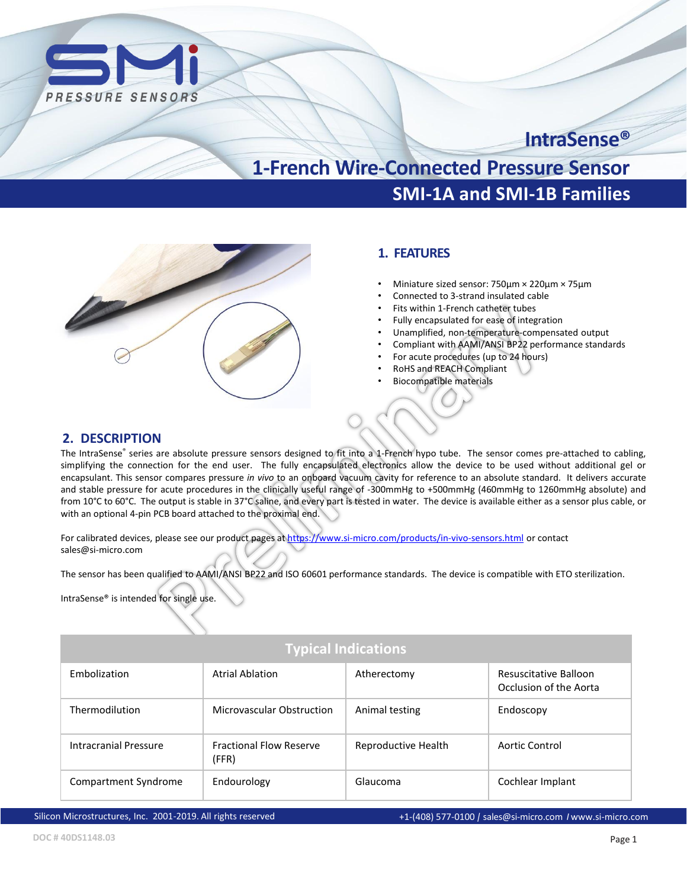# IntraSense®

# 1-French Wire-Connected Pressure Sensor

## SMI-1A and SMI-1B Families

## 1. FEATURES

- Miniature sized sensor: 750µm × 220µm × 75µm
- Connected to 3-strand insulated cable
- Fits within 1-French catheter tubes
- Fully encapsulated for ease of integration
- Unamplified, non-temperature-compensated output
- Compliant with AAMI/ANSI BP22 performance standards
- For acute procedures (up to 24 hours)
- RoHS and REACH Compliant
- Biocompatible materials

## 2. DESCRIPTION

The IntraSense® series are absolute pressure sensors designed to fit into a 1-French hypo tube. The sensor comes pre-attached to cabling, simplifying the connection for the end user. The fully encapsulated electronics allow the device to be used without additional gel or encapsulant. This sensor compares pressure *in vivo* to an onboard vacuum cavity for reference to an absolute standard. It delivers accurate and stable pressure for acute procedures in the clinically useful range of -300mmHg to +500mmHg (460mmHg to 1260mmHg absolute) and from 10°C to 60°C. The output is stable in 37°C saline, and every part is tested in water. The device is available either as a sensor plus cable, or with an optional 4-pin PCB board attached to the proximal end.

For calibrated devices, please see our product pages at https://www.si-micro.com/products/in-vivo-sensors.html or contact sales@si-micro.com

The sensor has been qualified to AAMI/ANSI BP22 and ISO 60601 performance standards. The device is compatible with ETO sterilization.

IntraSense® is intended for single use.

| Typical Indications | | | |
|---|---|---|---|
| Embolization | Atrial Ablation | Atherectomy | Resuscitative Balloon Occlusion of the Aorta |
| Thermodilution | Microvascular Obstruction | Animal testing | Endoscopy |
| Intracranial Pressure | Fractional Flow Reserve (FFR) | Reproductive Health | Aortic Control |
| Compartment Syndrome | Endourology | Glaucoma | Cochlear Implant |

Silicon Microstructures, Inc. 2001-2019. All rights reserved | +1-(408) 577-0100 / sales@si-micro.com / www.si-micro.com

DOC # 40DS1148.03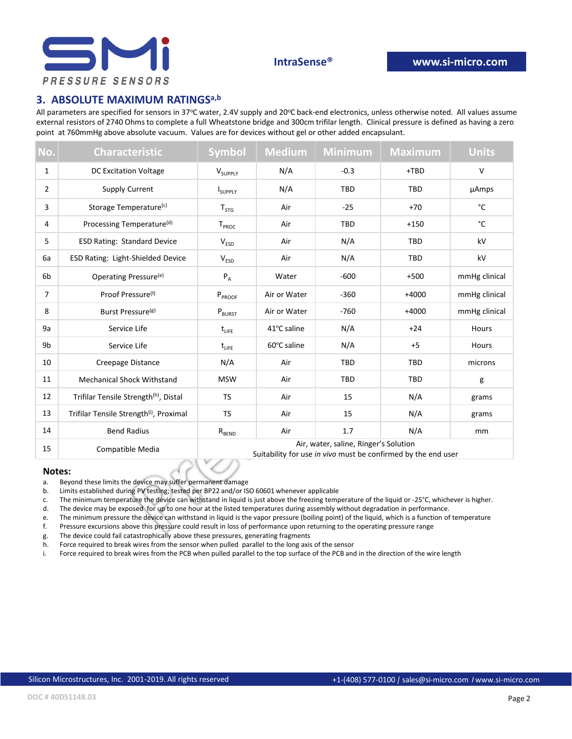## 3. ABSOLUTE MAXIMUM RATINGS[a,b]

All parameters are specified for sensors in 37ºC water, 2.4V supply and 20ºC back-end electronics, unless otherwise noted. All values assume external resistors of 2740 Ohms to complete a full Wheatstone bridge and 300cm trifilar length. Clinical pressure is defined as having a zero point at 760mmHg above absolute vacuum. Values are for devices without gel or other added encapsulant.

| No. | Characteristic | Symbol | Medium | Minimum | Maximum | Units |
|---|---|---|---|---|---|---|
| 1 | DC Excitation Voltage | $V_{SUPPLY}$ | N/A | -0.3 | +TBD | V |
| 2 | Supply Current | $I_{SUPPLY}$ | N/A | TBD | TBD | µAmps |
| 3 | Storage Temperature[c] | $T_{STG}$ | Air | -25 | +70 | °C |
| 4 | Processing Temperature[d] | $T_{PROC}$ | Air | TBD | +150 | °C |
| 5 | ESD Rating: Standard Device | $V_{ESD}$ | Air | N/A | TBD | kV |
| 6a | ESD Rating: Light-Shielded Device | $V_{ESD}$ | Air | N/A | TBD | kV |
| 6b | Operating Pressure[e] | $P_A$ | Water | -600 | +500 | mmHg clinical |
| 7 | Proof Pressure[f] | $P_{PROOF}$ | Air or Water | -360 | +4000 | mmHg clinical |
| 8 | Burst Pressure[g] | $P_{BURST}$ | Air or Water | -760 | +4000 | mmHg clinical |
| 9a | Service Life | $t_{LIFE}$ | 41°C saline | N/A | +24 | Hours |
| 9b | Service Life | $t_{LIFE}$ | 60°C saline | N/A | +5 | Hours |
| 10 | Creepage Distance | N/A | Air | TBD | TBD | microns |
| 11 | Mechanical Shock Withstand | MSW | Air | TBD | TBD | g |
| 12 | Trifilar Tensile Strength[h], Distal | TS | Air | 15 | N/A | grams |
| 13 | Trifilar Tensile Strength[i], Proximal | TS | Air | 15 | N/A | grams |
| 14 | Bend Radius | $R_{BEND}$ | Air | 1.7 | N/A | mm |
| 15 | Compatible Media | Air, water, saline, Ringer's Solution<br>Suitability for use *in vivo* must be confirmed by the end user | | | | |

**Notes:**

a. Beyond these limits the device may suffer permanent damage
b. Limits established during PV testing; tested per BP22 and/or ISO 60601 whenever applicable
c. The minimum temperature the device can withstand in liquid is just above the freezing temperature of the liquid or -25°C, whichever is higher.
d. The device may be exposed for up to one hour at the listed temperatures during assembly without degradation in performance.
e. The minimum pressure the device can withstand in liquid is the vapor pressure (boiling point) of the liquid, which is a function of temperature
f. Pressure excursions above this pressure could result in loss of performance upon returning to the operating pressure range
g. The device could fail catastrophically above these pressures, generating fragments
h. Force required to break wires from the sensor when pulled parallel to the long axis of the sensor
i. Force required to break wires from the PCB when pulled parallel to the top surface of the PCB and in the direction of the wire length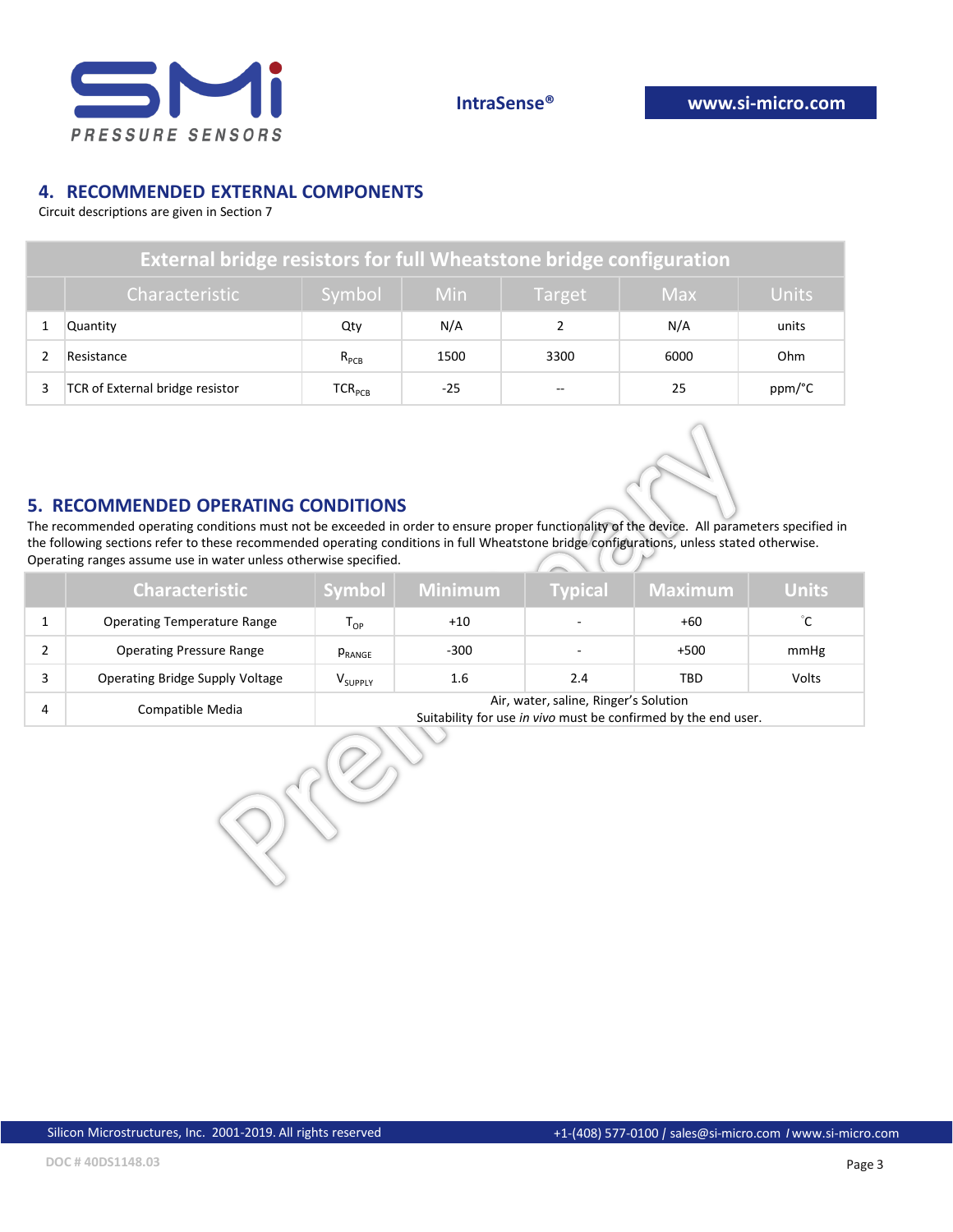## 4. RECOMMENDED EXTERNAL COMPONENTS

Circuit descriptions are given in Section 7

| External bridge resistors for full Wheatstone bridge configuration | | | | | | |
|---|---|---|---|---|---|---|
| | Characteristic | Symbol | Min | Target | Max | Units |
| 1 | Quantity | Qty | N/A | 2 | N/A | units |
| 2 | Resistance | $R_{PCB}$ | 1500 | 3300 | 6000 | Ohm |
| 3 | TCR of External bridge resistor | $TCR_{PCB}$ | -25 | -- | 25 | ppm/°C |

## 5. RECOMMENDED OPERATING CONDITIONS

The recommended operating conditions must not be exceeded in order to ensure proper functionality of the device. All parameters specified in the following sections refer to these recommended operating conditions in full Wheatstone bridge configurations, unless stated otherwise. Operating ranges assume use in water unless otherwise specified.

| | Characteristic | Symbol | Minimum | Typical | Maximum | Units |
|---|---|---|---|---|---|---|
| 1 | Operating Temperature Range | $T_{OP}$ | +10 | - | +60 | °C |
| 2 | Operating Pressure Range | $p_{RANGE}$ | -300 | - | +500 | mmHg |
| 3 | Operating Bridge Supply Voltage | $V_{SUPPLY}$ | 1.6 | 2.4 | TBD | Volts |
| 4 | Compatible Media | Air, water, saline, Ringer's Solution<br>Suitability for use *in vivo* must be confirmed by the end user. | | | | |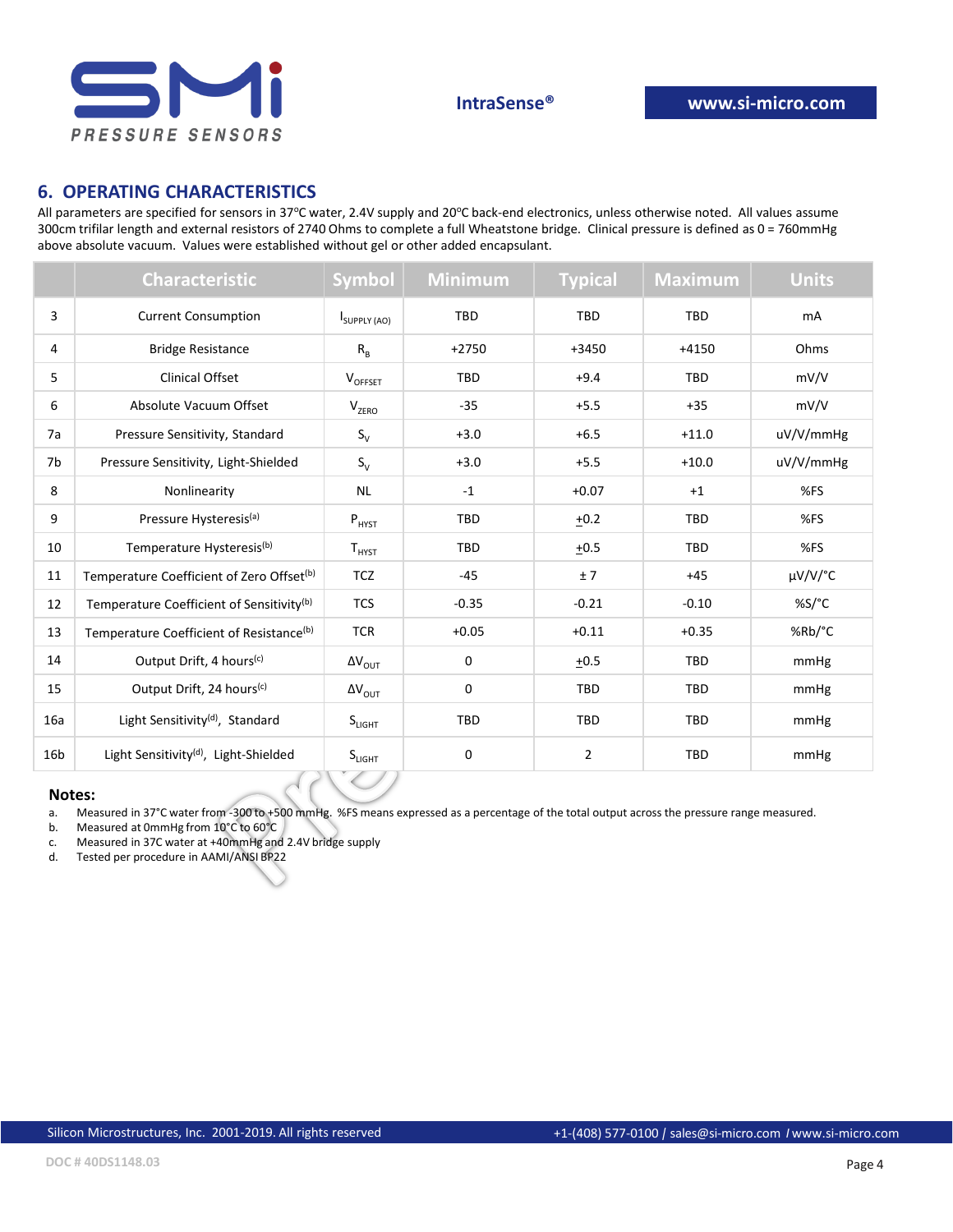## 6. OPERATING CHARACTERISTICS

All parameters are specified for sensors in 37°C water, 2.4V supply and 20°C back-end electronics, unless otherwise noted. All values assume 300cm trifilar length and external resistors of 2740 Ohms to complete a full Wheatstone bridge. Clinical pressure is defined as 0 = 760mmHg above absolute vacuum. Values were established without gel or other added encapsulant.

| | Characteristic | Symbol | Minimum | Typical | Maximum | Units |
|---|---|---|---|---|---|---|
| 3 | Current Consumption | $I_{SUPPLY\,(AO)}$ | TBD | TBD | TBD | mA |
| 4 | Bridge Resistance | $R_B$ | +2750 | +3450 | +4150 | Ohms |
| 5 | Clinical Offset | $V_{OFFSET}$ | TBD | +9.4 | TBD | mV/V |
| 6 | Absolute Vacuum Offset | $V_{ZERO}$ | -35 | +5.5 | +35 | mV/V |
| 7a | Pressure Sensitivity, Standard | $S_V$ | +3.0 | +6.5 | +11.0 | uV/V/mmHg |
| 7b | Pressure Sensitivity, Light-Shielded | $S_V$ | +3.0 | +5.5 | +10.0 | uV/V/mmHg |
| 8 | Nonlinearity | NL | -1 | +0.07 | +1 | %FS |
| 9 | Pressure Hysteresis[a] | $P_{HYST}$ | TBD | ±0.2 | TBD | %FS |
| 10 | Temperature Hysteresis[b] | $T_{HYST}$ | TBD | ±0.5 | TBD | %FS |
| 11 | Temperature Coefficient of Zero Offset[b] | TCZ | -45 | ± 7 | +45 | µV/V/°C |
| 12 | Temperature Coefficient of Sensitivity[b] | TCS | -0.35 | -0.21 | -0.10 | %S/°C |
| 13 | Temperature Coefficient of Resistance[b] | TCR | +0.05 | +0.11 | +0.35 | %Rb/°C |
| 14 | Output Drift, 4 hours[c] | $\Delta V_{OUT}$ | 0 | ±0.5 | TBD | mmHg |
| 15 | Output Drift, 24 hours[c] | $\Delta V_{OUT}$ | 0 | TBD | TBD | mmHg |
| 16a | Light Sensitivity[d], Standard | $S_{LIGHT}$ | TBD | TBD | TBD | mmHg |
| 16b | Light Sensitivity[d], Light-Shielded | $S_{LIGHT}$ | 0 | 2 | TBD | mmHg |

**Notes:**

a. Measured in 37°C water from -300 to +500 mmHg. %FS means expressed as a percentage of the total output across the pressure range measured.
b. Measured at 0mmHg from 10°C to 60°C
c. Measured in 37C water at +40mmHg and 2.4V bridge supply
d. Tested per procedure in AAMI/ANSI BP22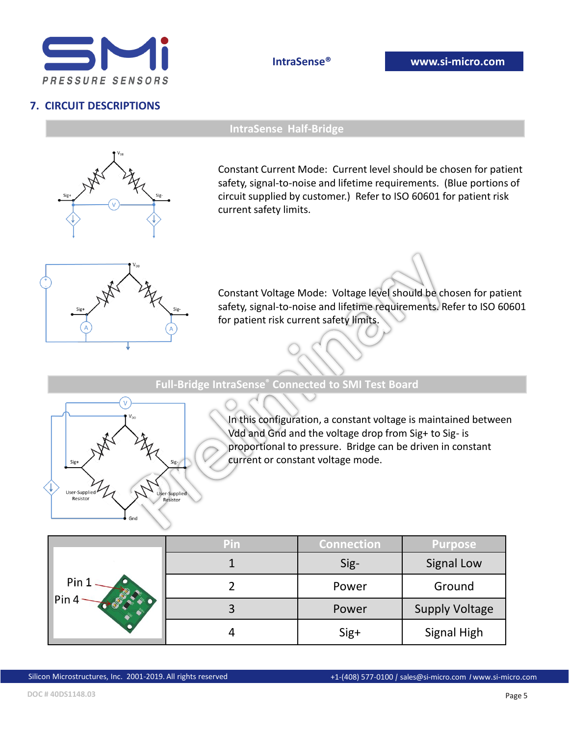## 7. CIRCUIT DESCRIPTIONS

### IntraSense Half-Bridge

Constant Current Mode: Current level should be chosen for patient safety, signal-to-noise and lifetime requirements. (Blue portions of circuit supplied by customer.) Refer to ISO 60601 for patient risk current safety limits.

Constant Voltage Mode: Voltage level should be chosen for patient safety, signal-to-noise and lifetime requirements. Refer to ISO 60601 for patient risk current safety limits.

### Full-Bridge IntraSense® Connected to SMI Test Board

In this configuration, a constant voltage is maintained between Vdd and Gnd and the voltage drop from Sig+ to Sig- is proportional to pressure. Bridge can be driven in constant current or constant voltage mode.

| Pin | Connection | Purpose |
|---|---|---|
| 1 | Sig- | Signal Low |
| 2 | Power | Ground |
| 3 | Power | Supply Voltage |
| 4 | Sig+ | Signal High |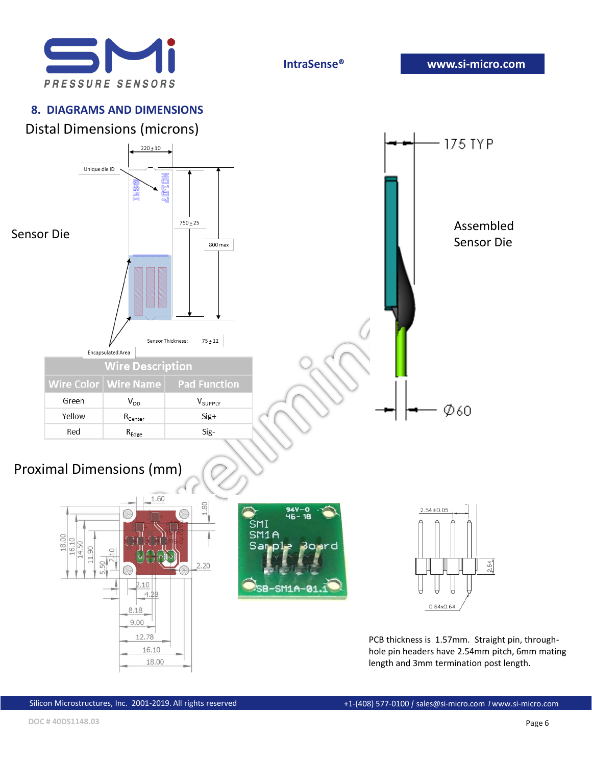## 8. DIAGRAMS AND DIMENSIONS

Distal Dimensions (microns)

Sensor Die

Assembled Sensor Die

| Wire Description | | |
|---|---|---|
| Wire Color | Wire Name | Pad Function |
| Green | $V_{DD}$ | $V_{SUPPLY}$ |
| Yellow | $R_{Center}$ | Sig+ |
| Red | $R_{Edge}$ | Sig- |

Proximal Dimensions (mm)

PCB thickness is 1.57mm. Straight pin, through-hole pin headers have 2.54mm pitch, 6mm mating length and 3mm termination post length.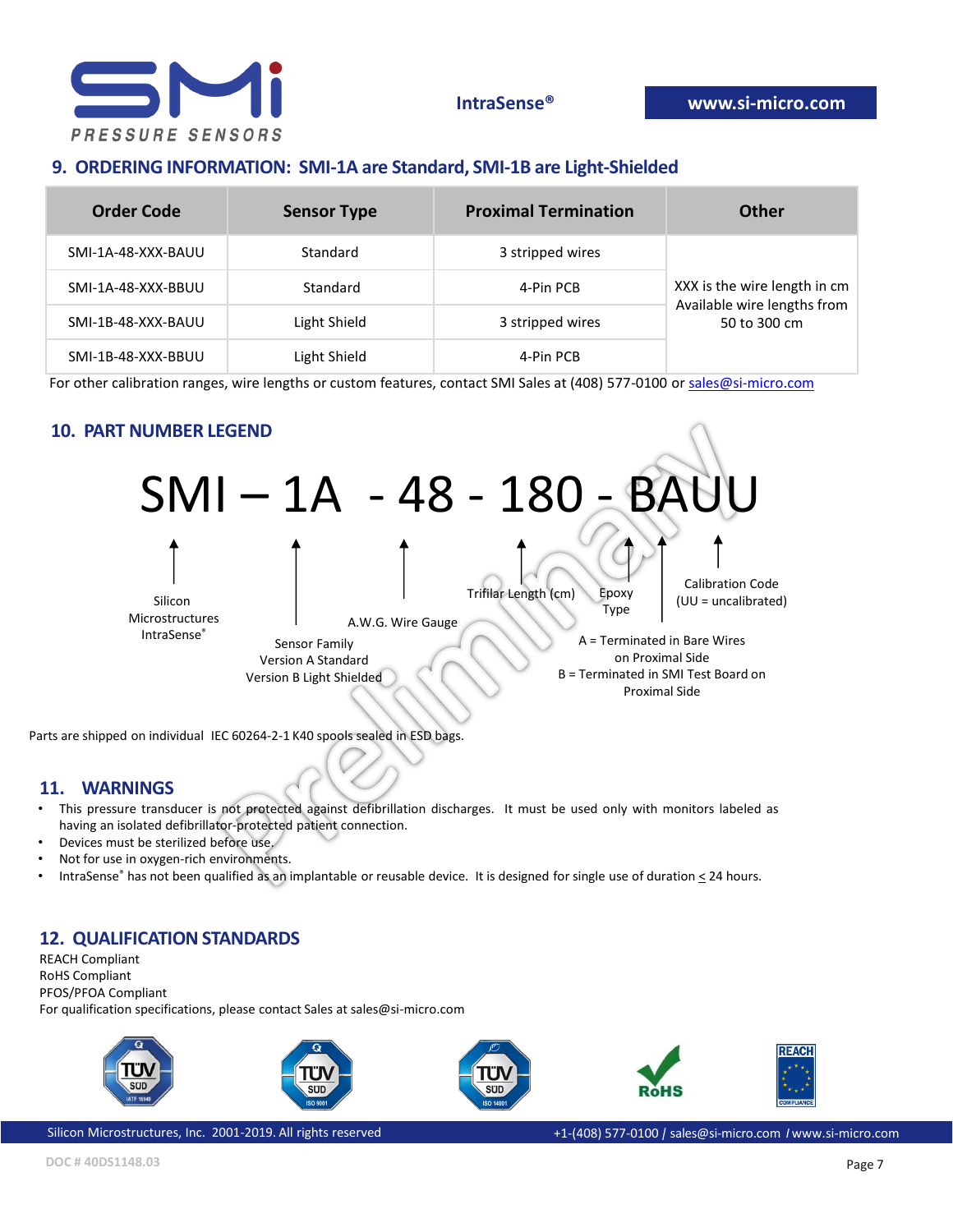## 9. ORDERING INFORMATION: SMI-1A are Standard, SMI-1B are Light-Shielded

| Order Code | Sensor Type | Proximal Termination | Other |
|---|---|---|---|
| SMI-1A-48-XXX-BAUU | Standard | 3 stripped wires | XXX is the wire length in cm Available wire lengths from 50 to 300 cm |
| SMI-1A-48-XXX-BBUU | Standard | 4-Pin PCB | |
| SMI-1B-48-XXX-BAUU | Light Shield | 3 stripped wires | |
| SMI-1B-48-XXX-BBUU | Light Shield | 4-Pin PCB | |

For other calibration ranges, wire lengths or custom features, contact SMI Sales at (408) 577-0100 or sales@si-micro.com

## 10. PART NUMBER LEGEND

SMI – 1A - 48 - 180 - BAUU

- SMI: Silicon Microstructures IntraSense®
- 1A: Sensor Family — Version A Standard, Version B Light Shielded
- 48: A.W.G. Wire Gauge
- 180: Trifilar Length (cm)
- B: Epoxy Type
- A: A = Terminated in Bare Wires on Proximal Side; B = Terminated in SMI Test Board on Proximal Side
- UU: Calibration Code (UU = uncalibrated)

Parts are shipped on individual IEC 60264-2-1 K40 spools sealed in ESD bags.

## 11. WARNINGS

- This pressure transducer is not protected against defibrillation discharges. It must be used only with monitors labeled as having an isolated defibrillator-protected patient connection.
- Devices must be sterilized before use.
- Not for use in oxygen-rich environments.
- IntraSense® has not been qualified as an implantable or reusable device. It is designed for single use of duration ≤ 24 hours.

## 12. QUALIFICATION STANDARDS

REACH Compliant
RoHS Compliant
PFOS/PFOA Compliant
For qualification specifications, please contact Sales at sales@si-micro.com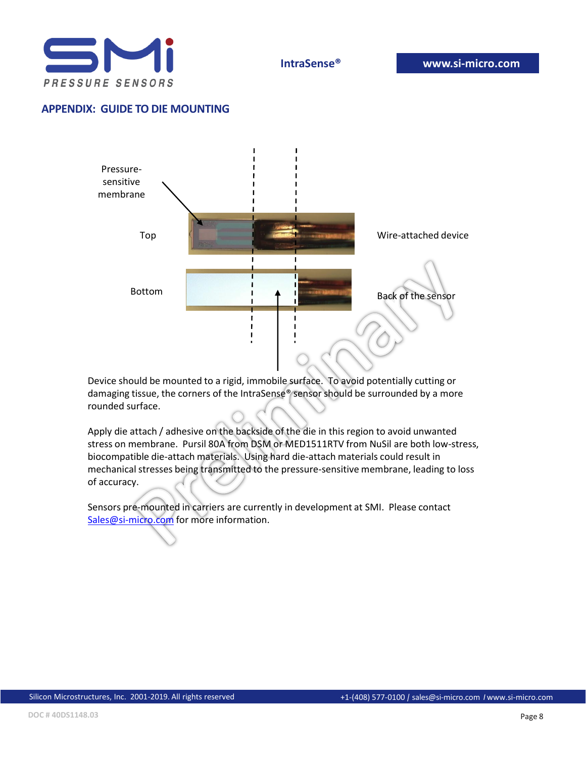## APPENDIX: GUIDE TO DIE MOUNTING

Pressure-sensitive membrane

Top

Wire-attached device

Bottom

Back of the sensor

Device should be mounted to a rigid, immobile surface. To avoid potentially cutting or damaging tissue, the corners of the IntraSense® sensor should be surrounded by a more rounded surface.

Apply die attach / adhesive on the backside of the die in this region to avoid unwanted stress on membrane. Pursil 80A from DSM or MED1511RTV from NuSil are both low-stress, biocompatible die-attach materials. Using hard die-attach materials could result in mechanical stresses being transmitted to the pressure-sensitive membrane, leading to loss of accuracy.

Sensors pre-mounted in carriers are currently in development at SMI. Please contact Sales@si-micro.com for more information.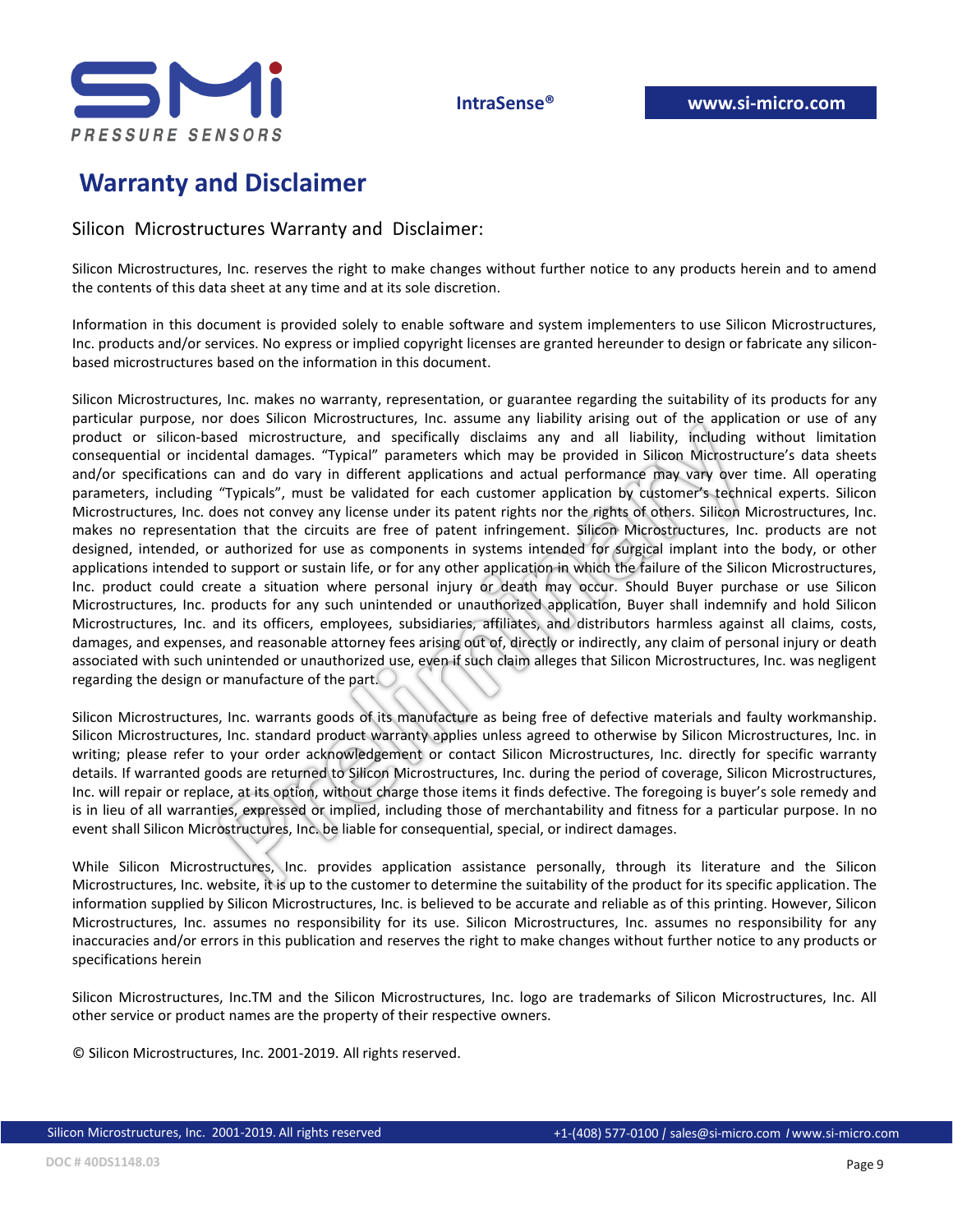# Warranty and Disclaimer

Silicon Microstructures Warranty and Disclaimer:

Silicon Microstructures, Inc. reserves the right to make changes without further notice to any products herein and to amend the contents of this data sheet at any time and at its sole discretion.

Information in this document is provided solely to enable software and system implementers to use Silicon Microstructures, Inc. products and/or services. No express or implied copyright licenses are granted hereunder to design or fabricate any silicon-based microstructures based on the information in this document.

Silicon Microstructures, Inc. makes no warranty, representation, or guarantee regarding the suitability of its products for any particular purpose, nor does Silicon Microstructures, Inc. assume any liability arising out of the application or use of any product or silicon-based microstructure, and specifically disclaims any and all liability, including without limitation consequential or incidental damages. "Typical" parameters which may be provided in Silicon Microstructure's data sheets and/or specifications can and do vary in different applications and actual performance may vary over time. All operating parameters, including "Typicals", must be validated for each customer application by customer's technical experts. Silicon Microstructures, Inc. does not convey any license under its patent rights nor the rights of others. Silicon Microstructures, Inc. makes no representation that the circuits are free of patent infringement. Silicon Microstructures, Inc. products are not designed, intended, or authorized for use as components in systems intended for surgical implant into the body, or other applications intended to support or sustain life, or for any other application in which the failure of the Silicon Microstructures, Inc. product could create a situation where personal injury or death may occur. Should Buyer purchase or use Silicon Microstructures, Inc. products for any such unintended or unauthorized application, Buyer shall indemnify and hold Silicon Microstructures, Inc. and its officers, employees, subsidiaries, affiliates, and distributors harmless against all claims, costs, damages, and expenses, and reasonable attorney fees arising out of, directly or indirectly, any claim of personal injury or death associated with such unintended or unauthorized use, even if such claim alleges that Silicon Microstructures, Inc. was negligent regarding the design or manufacture of the part.

Silicon Microstructures, Inc. warrants goods of its manufacture as being free of defective materials and faulty workmanship. Silicon Microstructures, Inc. standard product warranty applies unless agreed to otherwise by Silicon Microstructures, Inc. in writing; please refer to your order acknowledgement or contact Silicon Microstructures, Inc. directly for specific warranty details. If warranted goods are returned to Silicon Microstructures, Inc. during the period of coverage, Silicon Microstructures, Inc. will repair or replace, at its option, without charge those items it finds defective. The foregoing is buyer's sole remedy and is in lieu of all warranties, expressed or implied, including those of merchantability and fitness for a particular purpose. In no event shall Silicon Microstructures, Inc. be liable for consequential, special, or indirect damages.

While Silicon Microstructures, Inc. provides application assistance personally, through its literature and the Silicon Microstructures, Inc. website, it is up to the customer to determine the suitability of the product for its specific application. The information supplied by Silicon Microstructures, Inc. is believed to be accurate and reliable as of this printing. However, Silicon Microstructures, Inc. assumes no responsibility for its use. Silicon Microstructures, Inc. assumes no responsibility for any inaccuracies and/or errors in this publication and reserves the right to make changes without further notice to any products or specifications herein

Silicon Microstructures, Inc.TM and the Silicon Microstructures, Inc. logo are trademarks of Silicon Microstructures, Inc. All other service or product names are the property of their respective owners.

© Silicon Microstructures, Inc. 2001-2019. All rights reserved.